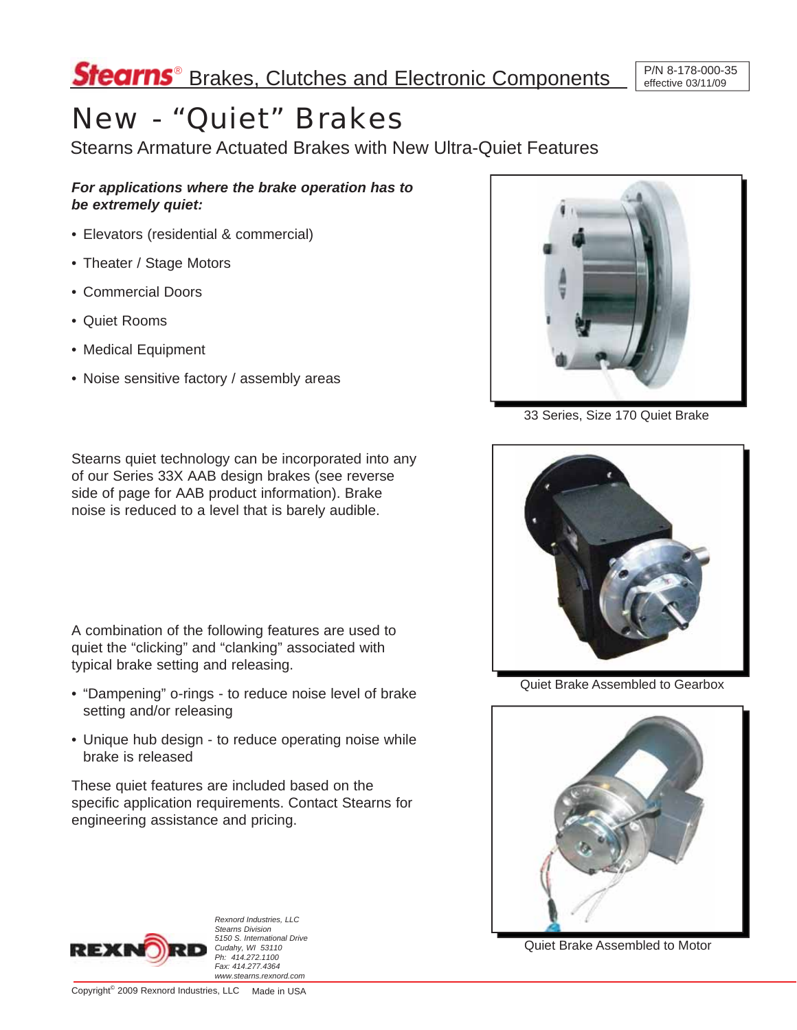**Stearns**® Brakes, Clutches and Electronic Components

P/N 8-178-000-35
effective 03/11/09

# New - “Quiet” Brakes

## Stearns Armature Actuated Brakes with New Ultra-Quiet Features

***For applications where the brake operation has to be extremely quiet:***

- Elevators (residential & commercial)
- Theater / Stage Motors
- Commercial Doors
- Quiet Rooms
- Medical Equipment
- Noise sensitive factory / assembly areas

33 Series, Size 170 Quiet Brake

Stearns quiet technology can be incorporated into any of our Series 33X AAB design brakes (see reverse side of page for AAB product information). Brake noise is reduced to a level that is barely audible.

Quiet Brake Assembled to Gearbox

A combination of the following features are used to quiet the “clicking” and “clanking” associated with typical brake setting and releasing.

- “Dampening” o-rings - to reduce noise level of brake setting and/or releasing
- Unique hub design - to reduce operating noise while brake is released

These quiet features are included based on the specific application requirements. Contact Stearns for engineering assistance and pricing.

Quiet Brake Assembled to Motor

REXNORD

*Rexnord Industries, LLC*
*Stearns Division*
*5150 S. International Drive*
*Cudahy, WI 53110*
*Ph: 414.272.1100*
*Fax: 414.277.4364*
*www.stearns.rexnord.com*

Copyright© 2009 Rexnord Industries, LLC Made in USA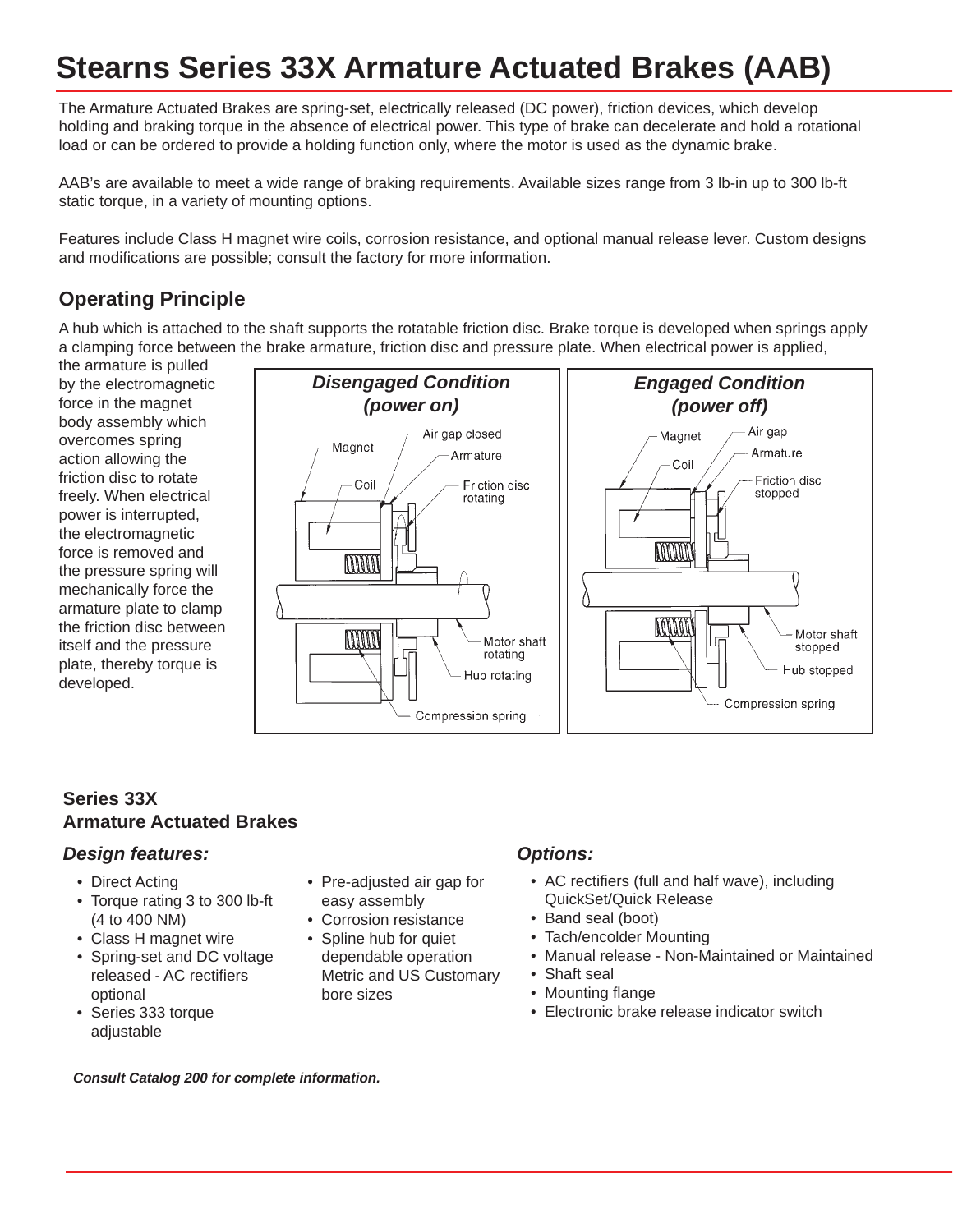# Stearns Series 33X Armature Actuated Brakes (AAB)

The Armature Actuated Brakes are spring-set, electrically released (DC power), friction devices, which develop holding and braking torque in the absence of electrical power. This type of brake can decelerate and hold a rotational load or can be ordered to provide a holding function only, where the motor is used as the dynamic brake.

AAB's are available to meet a wide range of braking requirements. Available sizes range from 3 lb-in up to 300 lb-ft static torque, in a variety of mounting options.

Features include Class H magnet wire coils, corrosion resistance, and optional manual release lever. Custom designs and modifications are possible; consult the factory for more information.

## Operating Principle

A hub which is attached to the shaft supports the rotatable friction disc. Brake torque is developed when springs apply a clamping force between the brake armature, friction disc and pressure plate. When electrical power is applied, the armature is pulled by the electromagnetic force in the magnet body assembly which overcomes spring action allowing the friction disc to rotate freely. When electrical power is interrupted, the electromagnetic force is removed and the pressure spring will mechanically force the armature plate to clamp the friction disc between itself and the pressure plate, thereby torque is developed.

***Disengaged Condition (power on)***

Magnet
Air gap closed
Armature
Coil
Friction disc rotating
Motor shaft rotating
Hub rotating
Compression spring

***Engaged Condition (power off)***

Magnet
Air gap
Armature
Coil
Friction disc stopped
Motor shaft stopped
Hub stopped
Compression spring

### Series 33X Armature Actuated Brakes

#### *Design features:*

- Direct Acting
- Torque rating 3 to 300 lb-ft (4 to 400 NM)
- Class H magnet wire
- Spring-set and DC voltage released - AC rectifiers optional
- Series 333 torque adjustable
- Pre-adjusted air gap for easy assembly
- Corrosion resistance
- Spline hub for quiet dependable operation Metric and US Customary bore sizes

#### *Options:*

- AC rectifiers (full and half wave), including QuickSet/Quick Release
- Band seal (boot)
- Tach/encolder Mounting
- Manual release - Non-Maintained or Maintained
- Shaft seal
- Mounting flange
- Electronic brake release indicator switch

***Consult Catalog 200 for complete information.***